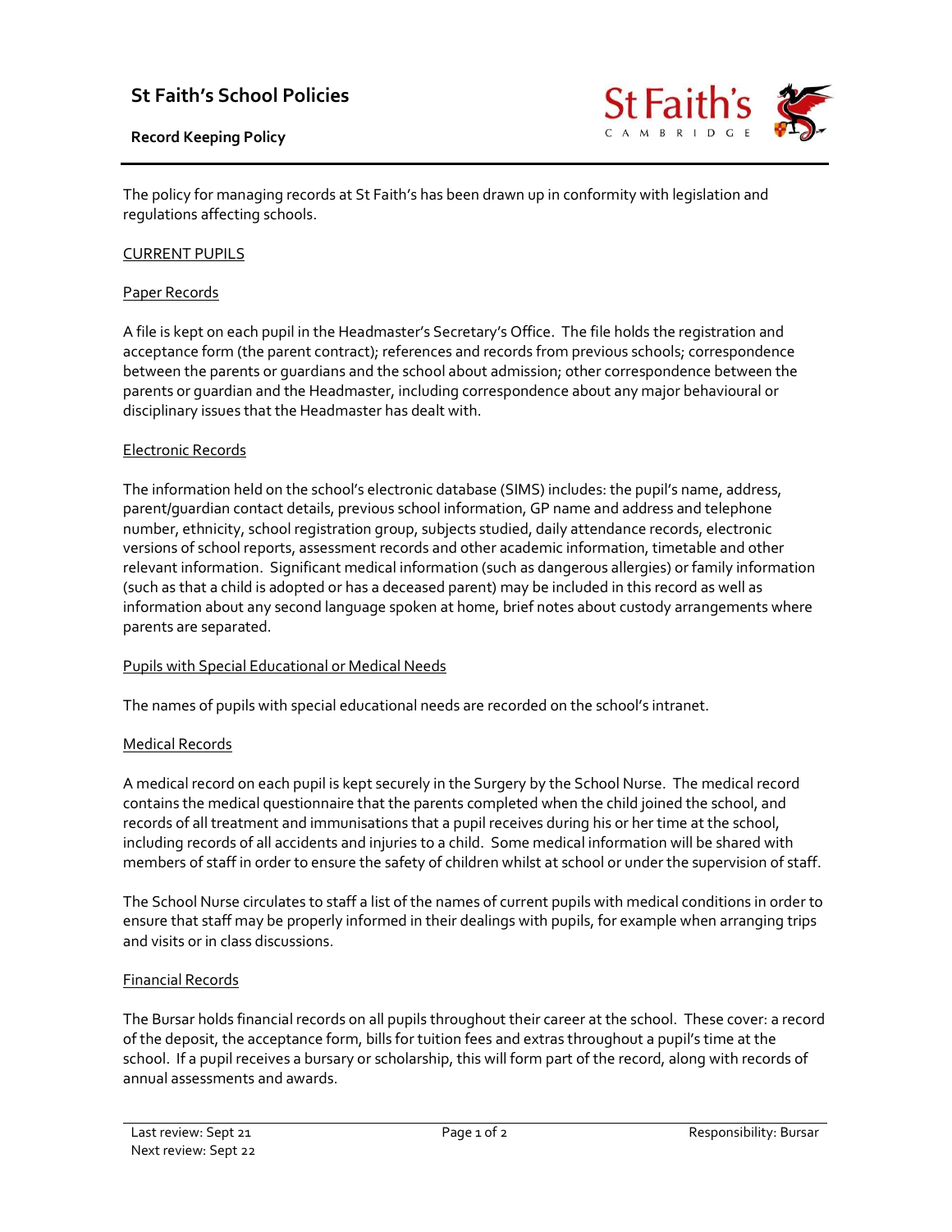# St Faith's School Policies

## Record Keeping Policy

The policy for managing records at St Faith's has been drawn up in conformity with legislation and regulations affecting schools.

### CURRENT PUPILS

#### Paper Records

A file is kept on each pupil in the Headmaster's Secretary's Office. The file holds the registration and acceptance form (the parent contract); references and records from previous schools; correspondence between the parents or guardians and the school about admission; other correspondence between the parents or guardian and the Headmaster, including correspondence about any major behavioural or disciplinary issues that the Headmaster has dealt with.

#### Electronic Records

The information held on the school's electronic database (SIMS) includes: the pupil's name, address, parent/guardian contact details, previous school information, GP name and address and telephone number, ethnicity, school registration group, subjects studied, daily attendance records, electronic versions of school reports, assessment records and other academic information, timetable and other relevant information. Significant medical information (such as dangerous allergies) or family information (such as that a child is adopted or has a deceased parent) may be included in this record as well as information about any second language spoken at home, brief notes about custody arrangements where parents are separated.

#### Pupils with Special Educational or Medical Needs

The names of pupils with special educational needs are recorded on the school's intranet.

#### Medical Records

A medical record on each pupil is kept securely in the Surgery by the School Nurse. The medical record contains the medical questionnaire that the parents completed when the child joined the school, and records of all treatment and immunisations that a pupil receives during his or her time at the school, including records of all accidents and injuries to a child. Some medical information will be shared with members of staff in order to ensure the safety of children whilst at school or under the supervision of staff.

The School Nurse circulates to staff a list of the names of current pupils with medical conditions in order to ensure that staff may be properly informed in their dealings with pupils, for example when arranging trips and visits or in class discussions.

#### Financial Records

The Bursar holds financial records on all pupils throughout their career at the school. These cover: a record of the deposit, the acceptance form, bills for tuition fees and extras throughout a pupil's time at the school. If a pupil receives a bursary or scholarship, this will form part of the record, along with records of annual assessments and awards.

Last review: Sept 21
Next review: Sept 22

Responsibility: Bursar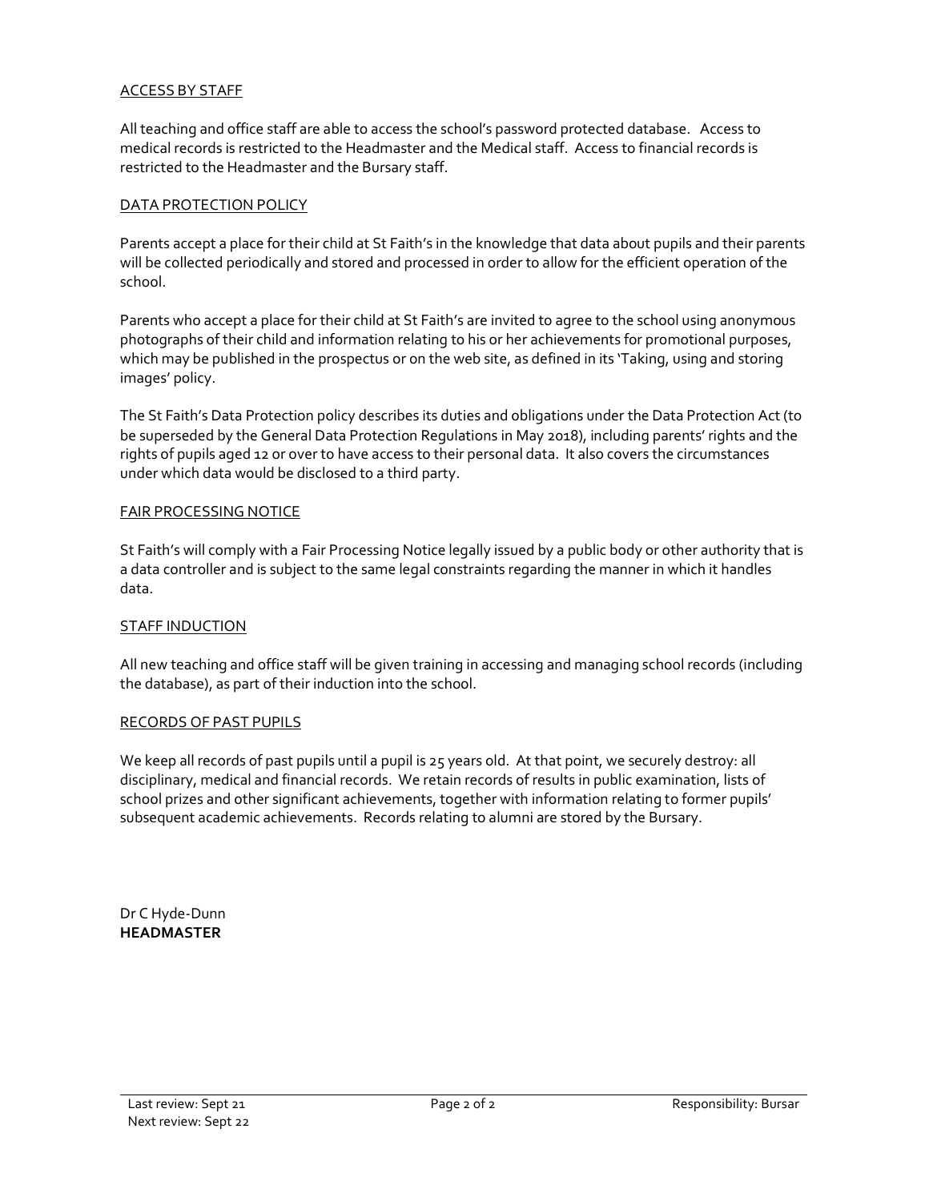## ACCESS BY STAFF

All teaching and office staff are able to access the school's password protected database. Access to medical records is restricted to the Headmaster and the Medical staff. Access to financial records is restricted to the Headmaster and the Bursary staff.

## DATA PROTECTION POLICY

Parents accept a place for their child at St Faith's in the knowledge that data about pupils and their parents will be collected periodically and stored and processed in order to allow for the efficient operation of the school.

Parents who accept a place for their child at St Faith's are invited to agree to the school using anonymous photographs of their child and information relating to his or her achievements for promotional purposes, which may be published in the prospectus or on the web site, as defined in its 'Taking, using and storing images' policy.

The St Faith's Data Protection policy describes its duties and obligations under the Data Protection Act (to be superseded by the General Data Protection Regulations in May 2018), including parents' rights and the rights of pupils aged 12 or over to have access to their personal data. It also covers the circumstances under which data would be disclosed to a third party.

## FAIR PROCESSING NOTICE

St Faith's will comply with a Fair Processing Notice legally issued by a public body or other authority that is a data controller and is subject to the same legal constraints regarding the manner in which it handles data.

## STAFF INDUCTION

All new teaching and office staff will be given training in accessing and managing school records (including the database), as part of their induction into the school.

## RECORDS OF PAST PUPILS

We keep all records of past pupils until a pupil is 25 years old. At that point, we securely destroy: all disciplinary, medical and financial records. We retain records of results in public examination, lists of school prizes and other significant achievements, together with information relating to former pupils' subsequent academic achievements. Records relating to alumni are stored by the Bursary.

Dr C Hyde-Dunn
**HEADMASTER**

Last review: Sept 21
Next review: Sept 22

Responsibility: Bursar